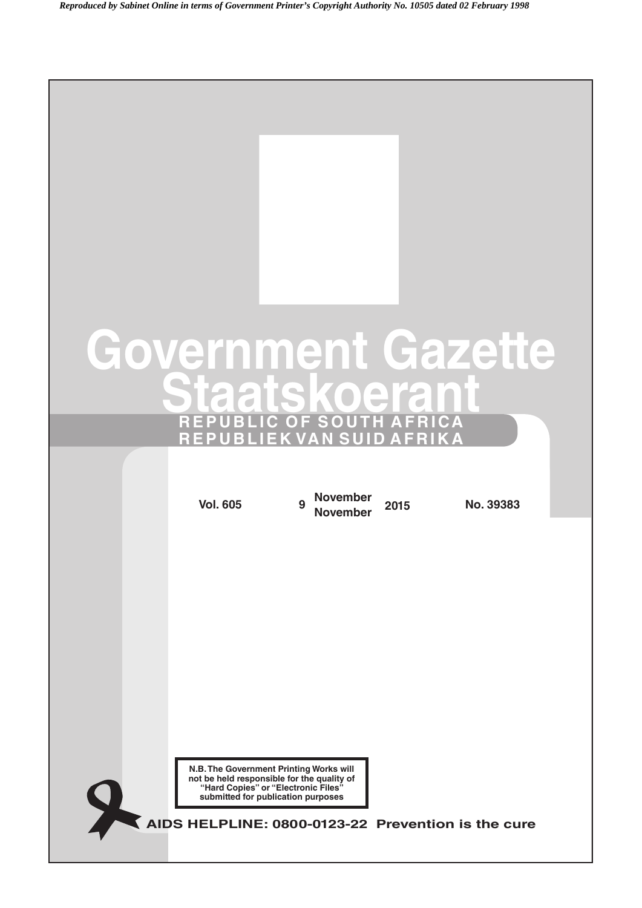*Reproduced by Sabinet Online in terms of Government Printer's Copyright Authority No. 10505 dated 02 February 1998*

# Government Gazette
# Staatskoerant

**REPUBLIC OF SOUTH AFRICA**
**REPUBLIEK VAN SUID AFRIKA**

**Vol. 605** | **9 November / November 2015** | **No. 39383**

**N.B. The Government Printing Works will not be held responsible for the quality of "Hard Copies" or "Electronic Files" submitted for publication purposes**

**AIDS HELPLINE: 0800-0123-22 Prevention is the cure**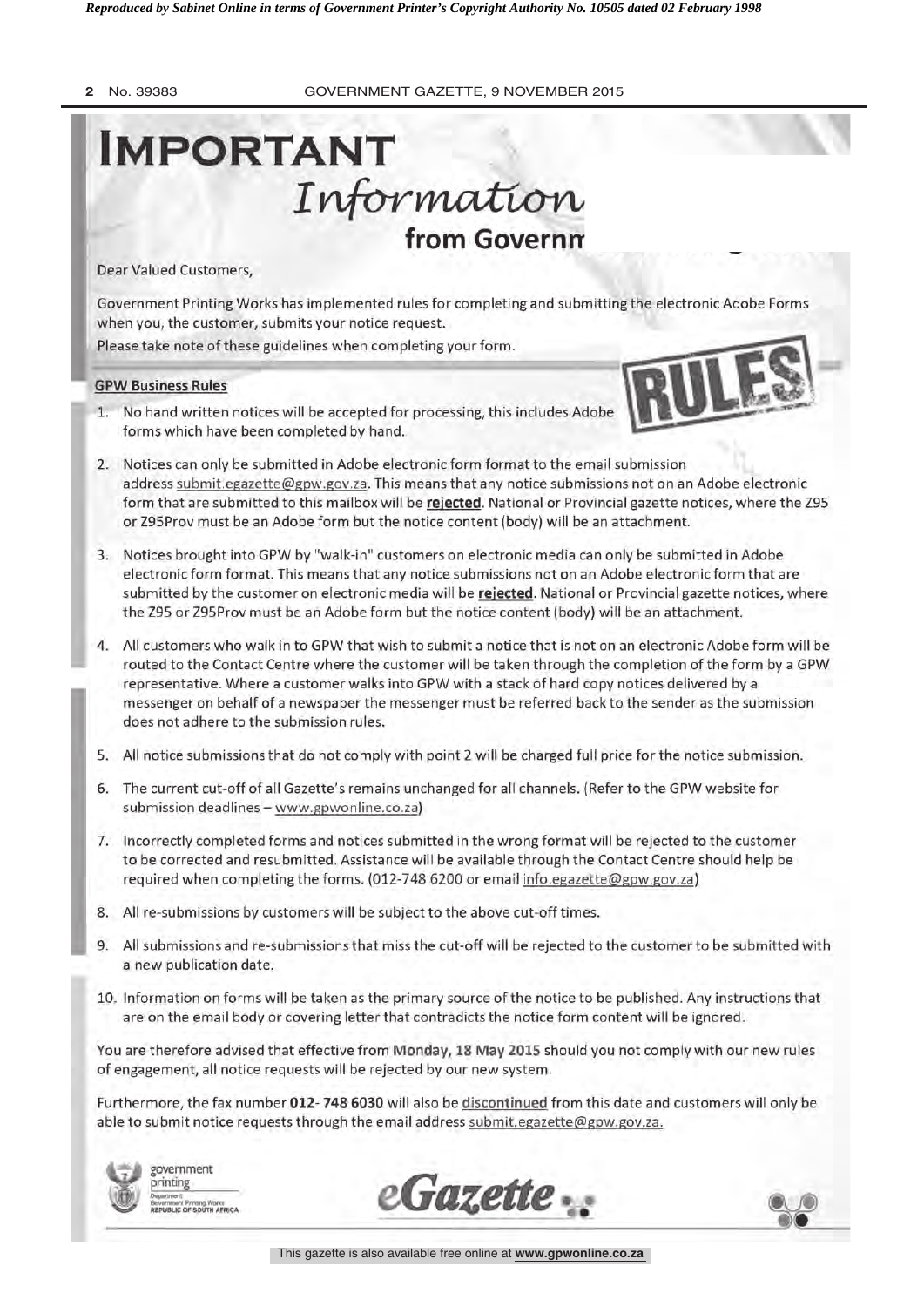# IMPORTANT Information from Governm

Dear Valued Customers,

Government Printing Works has implemented rules for completing and submitting the electronic Adobe Forms when you, the customer, submits your notice request.

Please take note of these guidelines when completing your form.

**GPW Business Rules**

1. No hand written notices will be accepted for processing, this includes Adobe forms which have been completed by hand.
2. Notices can only be submitted in Adobe electronic form format to the email submission address submit.egazette@gpw.gov.za. This means that any notice submissions not on an Adobe electronic form that are submitted to this mailbox will be **rejected**. National or Provincial gazette notices, where the Z95 or Z95Prov must be an Adobe form but the notice content (body) will be an attachment.
3. Notices brought into GPW by "walk-in" customers on electronic media can only be submitted in Adobe electronic form format. This means that any notice submissions not on an Adobe electronic form that are submitted by the customer on electronic media will be **rejected**. National or Provincial gazette notices, where the Z95 or Z95Prov must be an Adobe form but the notice content (body) will be an attachment.
4. All customers who walk in to GPW that wish to submit a notice that is not on an electronic Adobe form will be routed to the Contact Centre where the customer will be taken through the completion of the form by a GPW representative. Where a customer walks into GPW with a stack of hard copy notices delivered by a messenger on behalf of a newspaper the messenger must be referred back to the sender as the submission does not adhere to the submission rules.
5. All notice submissions that do not comply with point 2 will be charged full price for the notice submission.
6. The current cut-off of all Gazette's remains unchanged for all channels. (Refer to the GPW website for submission deadlines – www.gpwonline.co.za)
7. Incorrectly completed forms and notices submitted in the wrong format will be rejected to the customer to be corrected and resubmitted. Assistance will be available through the Contact Centre should help be required when completing the forms. (012-748 6200 or email info.egazette@gpw.gov.za)
8. All re-submissions by customers will be subject to the above cut-off times.
9. All submissions and re-submissions that miss the cut-off will be rejected to the customer to be submitted with a new publication date.
10. Information on forms will be taken as the primary source of the notice to be published. Any instructions that are on the email body or covering letter that contradicts the notice form content will be ignored.

You are therefore advised that effective from **Monday, 18 May 2015** should you not comply with our new rules of engagement, all notice requests will be rejected by our new system.

Furthermore, the fax number **012- 748 6030** will also be discontinued from this date and customers will only be able to submit notice requests through the email address submit.egazette@gpw.gov.za.

government printing
Department: Government Printing Works
REPUBLIC OF SOUTH AFRICA

*eGazette*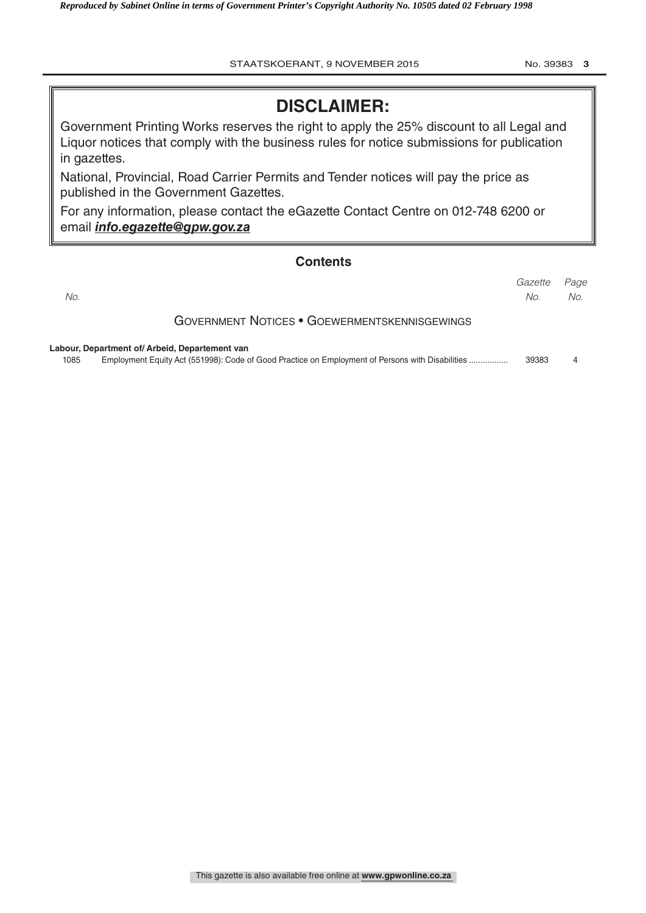# DISCLAIMER:

Government Printing Works reserves the right to apply the 25% discount to all Legal and Liquor notices that comply with the business rules for notice submissions for publication in gazettes.

National, Provincial, Road Carrier Permits and Tender notices will pay the price as published in the Government Gazettes.

For any information, please contact the eGazette Contact Centre on 012-748 6200 or email ***info.egazette@gpw.gov.za***

## Contents

| *No.* | | *Gazette No.* | *Page No.* |
|---|---|---|---|
| | **GOVERNMENT NOTICES • GOEWERMENTSKENNISGEWINGS** | | |
| | **Labour, Department of/ Arbeid, Departement van** | | |
| 1085 | Employment Equity Act (551998): Code of Good Practice on Employment of Persons with Disabilities ................ | 39383 | 4 |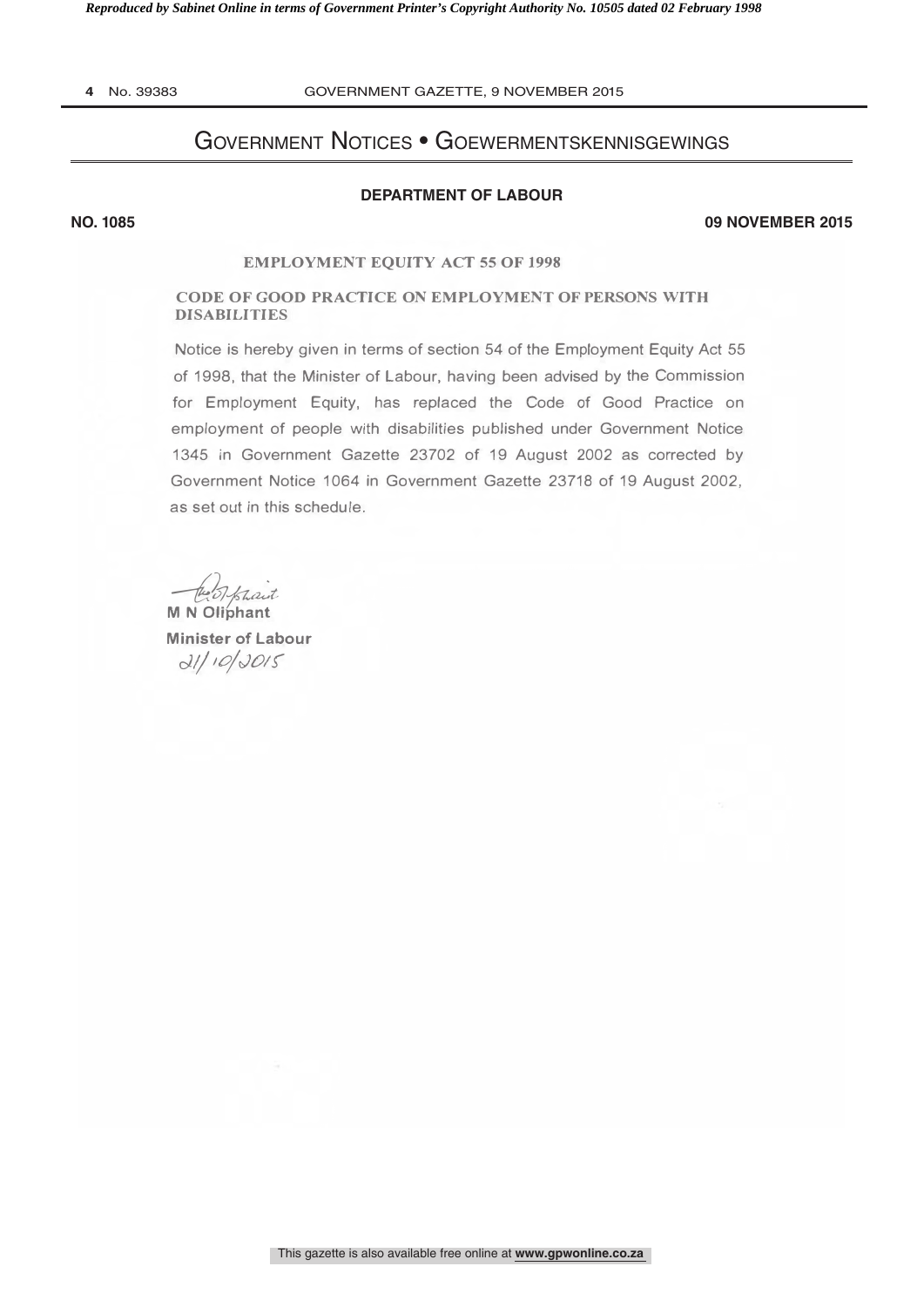## Government Notices • Goewermentskennisgewings

**DEPARTMENT OF LABOUR**

**NO. 1085** **09 NOVEMBER 2015**

### EMPLOYMENT EQUITY ACT 55 OF 1998

### CODE OF GOOD PRACTICE ON EMPLOYMENT OF PERSONS WITH DISABILITIES

Notice is hereby given in terms of section 54 of the Employment Equity Act 55 of 1998, that the Minister of Labour, having been advised by the Commission for Employment Equity, has replaced the Code of Good Practice on employment of people with disabilities published under Government Notice 1345 in Government Gazette 23702 of 19 August 2002 as corrected by Government Notice 1064 in Government Gazette 23718 of 19 August 2002, as set out in this schedule.

**M N Oliphant**
**Minister of Labour**
21/10/2015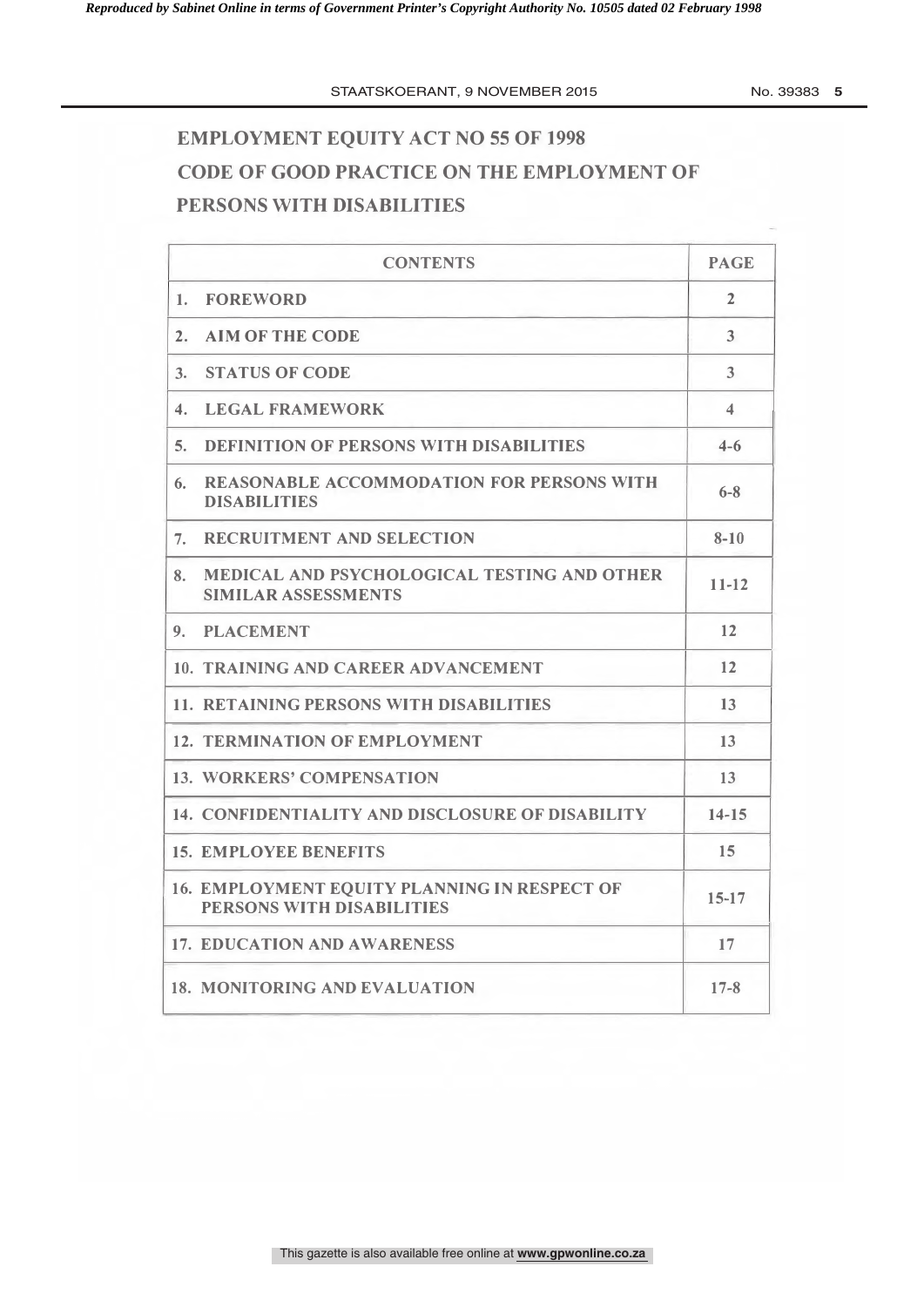# EMPLOYMENT EQUITY ACT NO 55 OF 1998

# CODE OF GOOD PRACTICE ON THE EMPLOYMENT OF PERSONS WITH DISABILITIES

| CONTENTS | PAGE |
|---|---|
| 1. FOREWORD | 2 |
| 2. AIM OF THE CODE | 3 |
| 3. STATUS OF CODE | 3 |
| 4. LEGAL FRAMEWORK | 4 |
| 5. DEFINITION OF PERSONS WITH DISABILITIES | 4-6 |
| 6. REASONABLE ACCOMMODATION FOR PERSONS WITH DISABILITIES | 6-8 |
| 7. RECRUITMENT AND SELECTION | 8-10 |
| 8. MEDICAL AND PSYCHOLOGICAL TESTING AND OTHER SIMILAR ASSESSMENTS | 11-12 |
| 9. PLACEMENT | 12 |
| 10. TRAINING AND CAREER ADVANCEMENT | 12 |
| 11. RETAINING PERSONS WITH DISABILITIES | 13 |
| 12. TERMINATION OF EMPLOYMENT | 13 |
| 13. WORKERS' COMPENSATION | 13 |
| 14. CONFIDENTIALITY AND DISCLOSURE OF DISABILITY | 14-15 |
| 15. EMPLOYEE BENEFITS | 15 |
| 16. EMPLOYMENT EQUITY PLANNING IN RESPECT OF PERSONS WITH DISABILITIES | 15-17 |
| 17. EDUCATION AND AWARENESS | 17 |
| 18. MONITORING AND EVALUATION | 17-8 |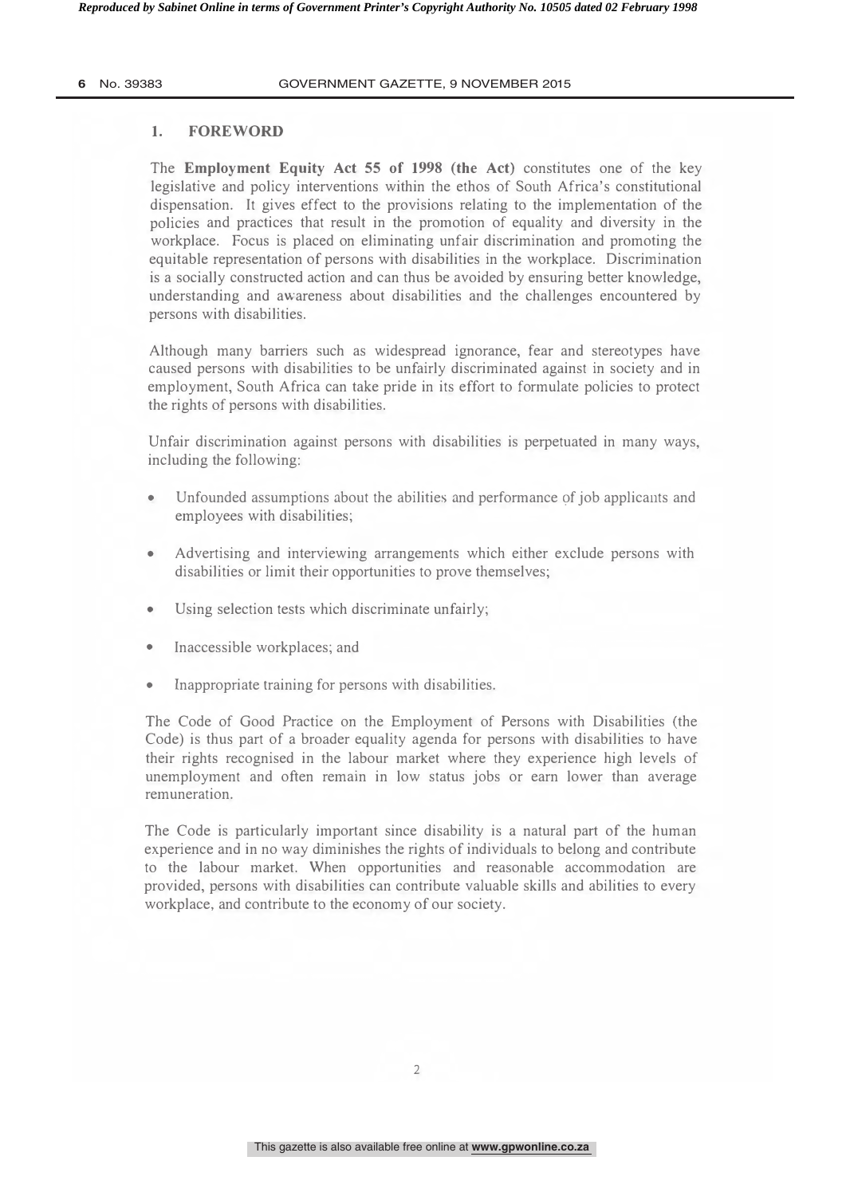## 1. FOREWORD

The **Employment Equity Act 55 of 1998 (the Act)** constitutes one of the key legislative and policy interventions within the ethos of South Africa's constitutional dispensation. It gives effect to the provisions relating to the implementation of the policies and practices that result in the promotion of equality and diversity in the workplace. Focus is placed on eliminating unfair discrimination and promoting the equitable representation of persons with disabilities in the workplace. Discrimination is a socially constructed action and can thus be avoided by ensuring better knowledge, understanding and awareness about disabilities and the challenges encountered by persons with disabilities.

Although many barriers such as widespread ignorance, fear and stereotypes have caused persons with disabilities to be unfairly discriminated against in society and in employment, South Africa can take pride in its effort to formulate policies to protect the rights of persons with disabilities.

Unfair discrimination against persons with disabilities is perpetuated in many ways, including the following:

- Unfounded assumptions about the abilities and performance of job applicants and employees with disabilities;
- Advertising and interviewing arrangements which either exclude persons with disabilities or limit their opportunities to prove themselves;
- Using selection tests which discriminate unfairly;
- Inaccessible workplaces; and
- Inappropriate training for persons with disabilities.

The Code of Good Practice on the Employment of Persons with Disabilities (the Code) is thus part of a broader equality agenda for persons with disabilities to have their rights recognised in the labour market where they experience high levels of unemployment and often remain in low status jobs or earn lower than average remuneration.

The Code is particularly important since disability is a natural part of the human experience and in no way diminishes the rights of individuals to belong and contribute to the labour market. When opportunities and reasonable accommodation are provided, persons with disabilities can contribute valuable skills and abilities to every workplace, and contribute to the economy of our society.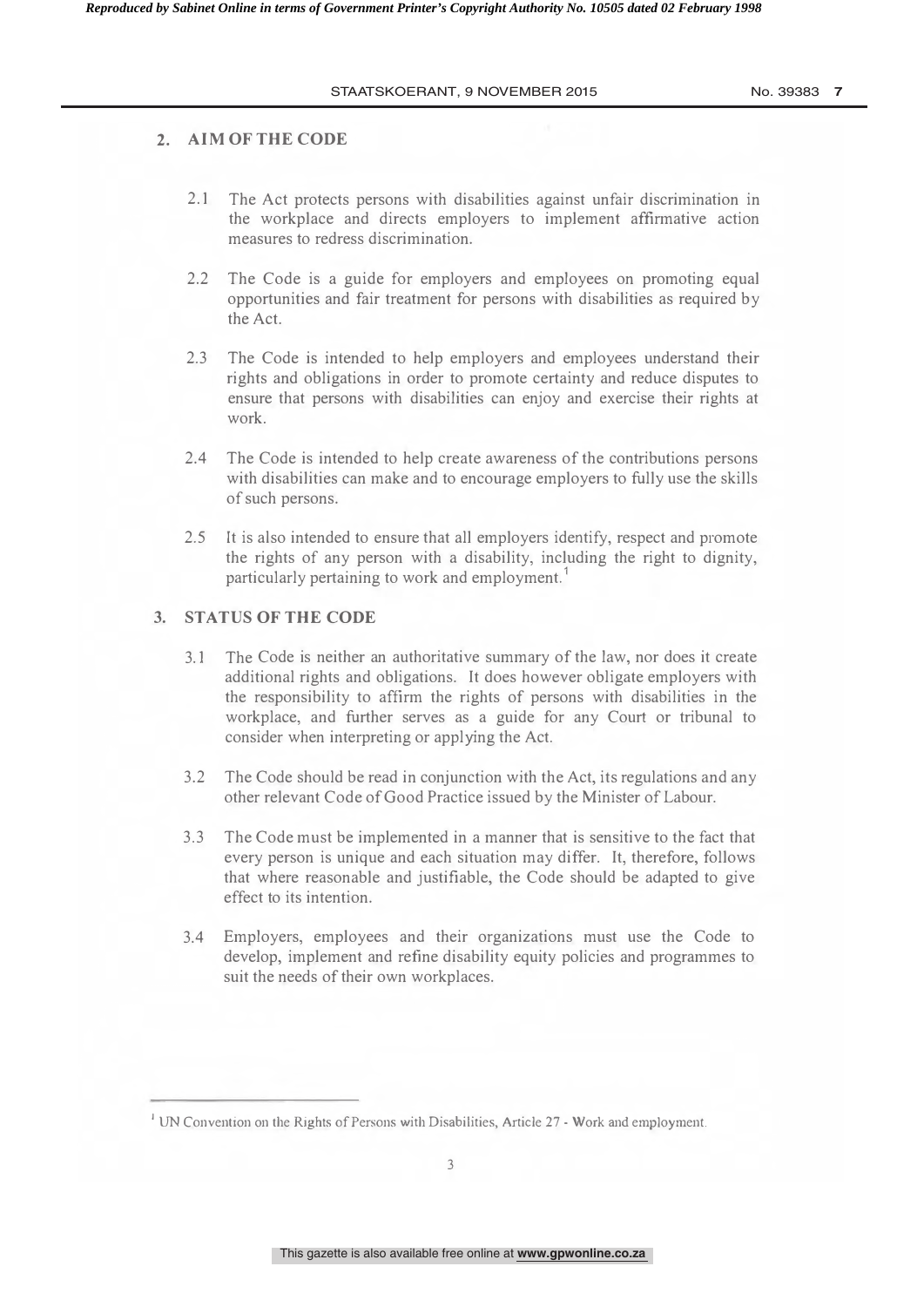## 2. AIM OF THE CODE

2.1 The Act protects persons with disabilities against unfair discrimination in the workplace and directs employers to implement affirmative action measures to redress discrimination.

2.2 The Code is a guide for employers and employees on promoting equal opportunities and fair treatment for persons with disabilities as required by the Act.

2.3 The Code is intended to help employers and employees understand their rights and obligations in order to promote certainty and reduce disputes to ensure that persons with disabilities can enjoy and exercise their rights at work.

2.4 The Code is intended to help create awareness of the contributions persons with disabilities can make and to encourage employers to fully use the skills of such persons.

2.5 It is also intended to ensure that all employers identify, respect and promote the rights of any person with a disability, including the right to dignity, particularly pertaining to work and employment.[1]

## 3. STATUS OF THE CODE

3.1 The Code is neither an authoritative summary of the law, nor does it create additional rights and obligations. It does however obligate employers with the responsibility to affirm the rights of persons with disabilities in the workplace, and further serves as a guide for any Court or tribunal to consider when interpreting or applying the Act.

3.2 The Code should be read in conjunction with the Act, its regulations and any other relevant Code of Good Practice issued by the Minister of Labour.

3.3 The Code must be implemented in a manner that is sensitive to the fact that every person is unique and each situation may differ. It, therefore, follows that where reasonable and justifiable, the Code should be adapted to give effect to its intention.

3.4 Employers, employees and their organizations must use the Code to develop, implement and refine disability equity policies and programmes to suit the needs of their own workplaces.

[1] UN Convention on the Rights of Persons with Disabilities, Article 27 - Work and employment.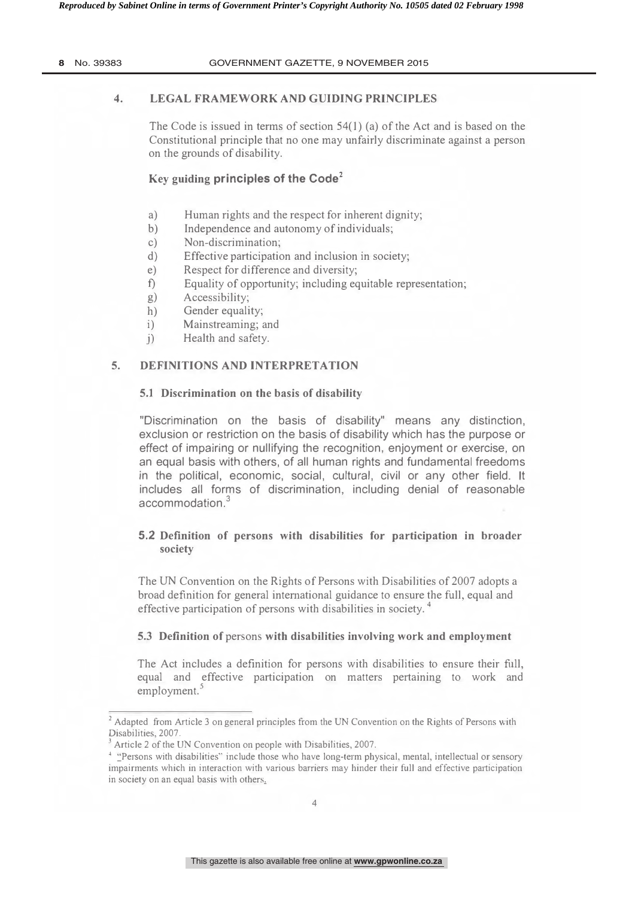## 4. LEGAL FRAMEWORK AND GUIDING PRINCIPLES

The Code is issued in terms of section 54(1) (a) of the Act and is based on the Constitutional principle that no one may unfairly discriminate against a person on the grounds of disability.

### Key guiding principles of the Code[2]

a) Human rights and the respect for inherent dignity;
b) Independence and autonomy of individuals;
c) Non-discrimination;
d) Effective participation and inclusion in society;
e) Respect for difference and diversity;
f) Equality of opportunity; including equitable representation;
g) Accessibility;
h) Gender equality;
i) Mainstreaming; and
j) Health and safety.

## 5. DEFINITIONS AND INTERPRETATION

### 5.1 Discrimination on the basis of disability

"Discrimination on the basis of disability" means any distinction, exclusion or restriction on the basis of disability which has the purpose or effect of impairing or nullifying the recognition, enjoyment or exercise, on an equal basis with others, of all human rights and fundamental freedoms in the political, economic, social, cultural, civil or any other field. It includes all forms of discrimination, including denial of reasonable accommodation.[3]

### 5.2 Definition of persons with disabilities for participation in broader society

The UN Convention on the Rights of Persons with Disabilities of 2007 adopts a broad definition for general international guidance to ensure the full, equal and effective participation of persons with disabilities in society.[4]

### 5.3 Definition of persons with disabilities involving work and employment

The Act includes a definition for persons with disabilities to ensure their full, equal and effective participation on matters pertaining to work and employment.[5]

---

[2] Adapted from Article 3 on general principles from the UN Convention on the Rights of Persons with Disabilities, 2007.

[3] Article 2 of the UN Convention on people with Disabilities, 2007.

[4] "Persons with disabilities" include those who have long-term physical, mental, intellectual or sensory impairments which in interaction with various barriers may hinder their full and effective participation in society on an equal basis with others.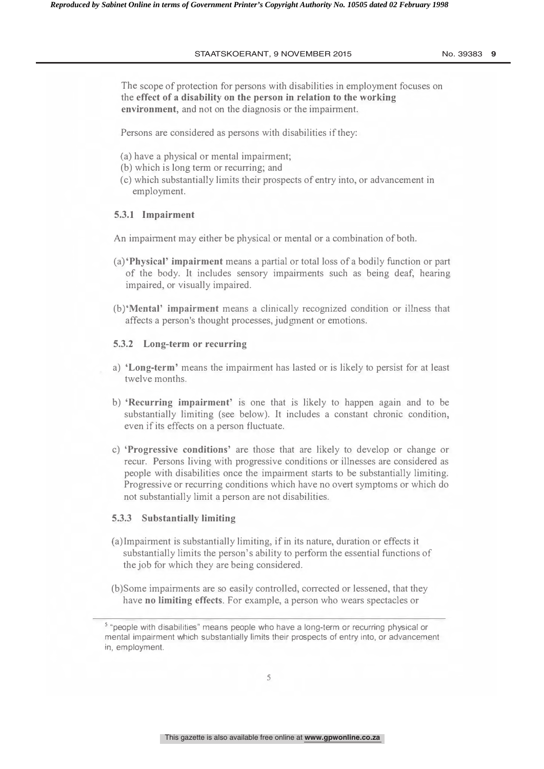The scope of protection for persons with disabilities in employment focuses on the **effect of a disability on the person in relation to the working environment**, and not on the diagnosis or the impairment.

Persons are considered as persons with disabilities if they:

(a) have a physical or mental impairment;
(b) which is long term or recurring; and
(c) which substantially limits their prospects of entry into, or advancement in employment.

### 5.3.1 Impairment

An impairment may either be physical or mental or a combination of both.

(a) **'Physical' impairment** means a partial or total loss of a bodily function or part of the body. It includes sensory impairments such as being deaf, hearing impaired, or visually impaired.

(b) **'Mental' impairment** means a clinically recognized condition or illness that affects a person's thought processes, judgment or emotions.

### 5.3.2 Long-term or recurring

a) **'Long-term'** means the impairment has lasted or is likely to persist for at least twelve months.

b) **'Recurring impairment'** is one that is likely to happen again and to be substantially limiting (see below). It includes a constant chronic condition, even if its effects on a person fluctuate.

c) **'Progressive conditions'** are those that are likely to develop or change or recur. Persons living with progressive conditions or illnesses are considered as people with disabilities once the impairment starts to be substantially limiting. Progressive or recurring conditions which have no overt symptoms or which do not substantially limit a person are not disabilities.

### 5.3.3 Substantially limiting

(a) Impairment is substantially limiting, if in its nature, duration or effects it substantially limits the person's ability to perform the essential functions of the job for which they are being considered.

(b) Some impairments are so easily controlled, corrected or lessened, that they have **no limiting effects**. For example, a person who wears spectacles or

---

[5] "people with disabilities" means people who have a long-term or recurring physical or mental impairment which substantially limits their prospects of entry into, or advancement in, employment.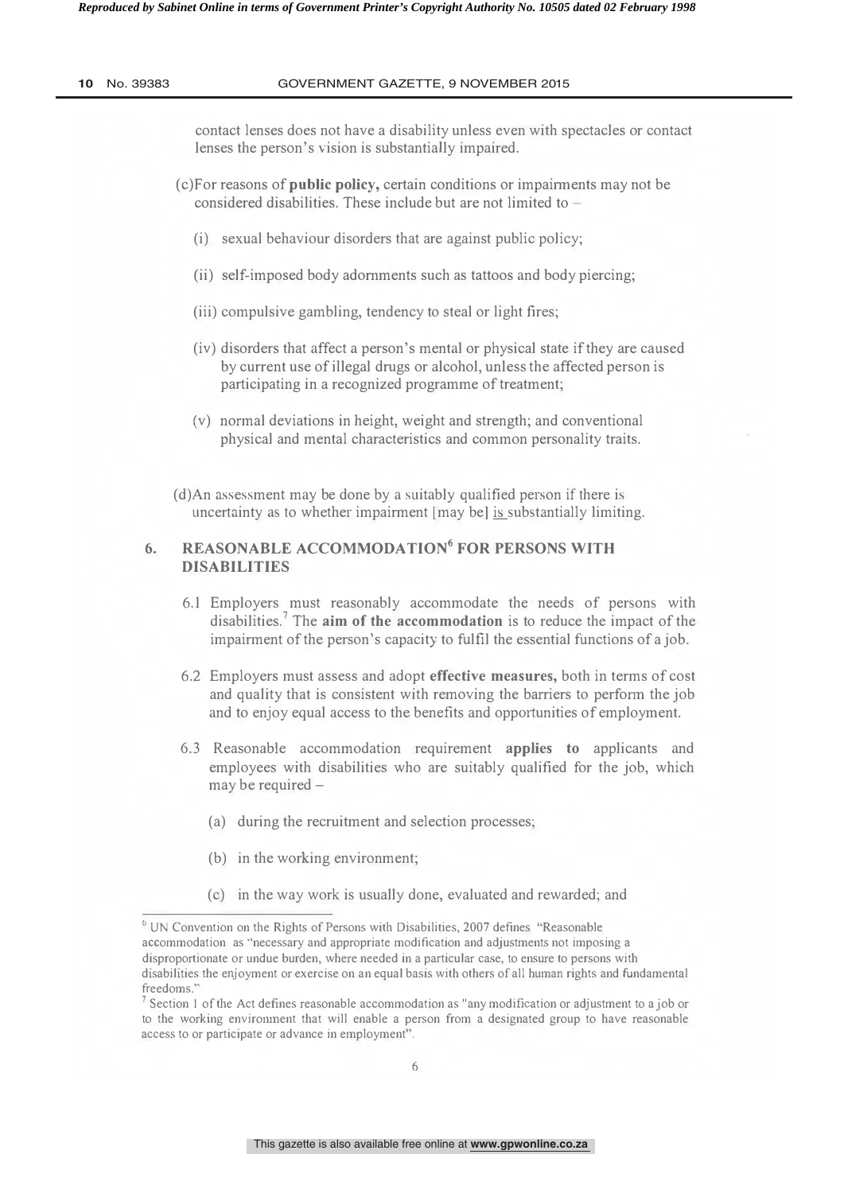contact lenses does not have a disability unless even with spectacles or contact lenses the person's vision is substantially impaired.

(c) For reasons of **public policy,** certain conditions or impairments may not be considered disabilities. These include but are not limited to –

(i) sexual behaviour disorders that are against public policy;

(ii) self-imposed body adornments such as tattoos and body piercing;

(iii) compulsive gambling, tendency to steal or light fires;

(iv) disorders that affect a person's mental or physical state if they are caused by current use of illegal drugs or alcohol, unless the affected person is participating in a recognized programme of treatment;

(v) normal deviations in height, weight and strength; and conventional physical and mental characteristics and common personality traits.

(d) An assessment may be done by a suitably qualified person if there is uncertainty as to whether impairment [may be] <u>is</u> substantially limiting.

## 6. REASONABLE ACCOMMODATION[6] FOR PERSONS WITH DISABILITIES

6.1 Employers must reasonably accommodate the needs of persons with disabilities.[7] The **aim of the accommodation** is to reduce the impact of the impairment of the person's capacity to fulfil the essential functions of a job.

6.2 Employers must assess and adopt **effective measures,** both in terms of cost and quality that is consistent with removing the barriers to perform the job and to enjoy equal access to the benefits and opportunities of employment.

6.3 Reasonable accommodation requirement **applies to** applicants and employees with disabilities who are suitably qualified for the job, which may be required –

(a) during the recruitment and selection processes;

(b) in the working environment;

(c) in the way work is usually done, evaluated and rewarded; and

---

[6] UN Convention on the Rights of Persons with Disabilities, 2007 defines "Reasonable accommodation as "necessary and appropriate modification and adjustments not imposing a disproportionate or undue burden, where needed in a particular case, to ensure to persons with disabilities the enjoyment or exercise on an equal basis with others of all human rights and fundamental freedoms."

[7] Section 1 of the Act defines reasonable accommodation as "any modification or adjustment to a job or to the working environment that will enable a person from a designated group to have reasonable access to or participate or advance in employment".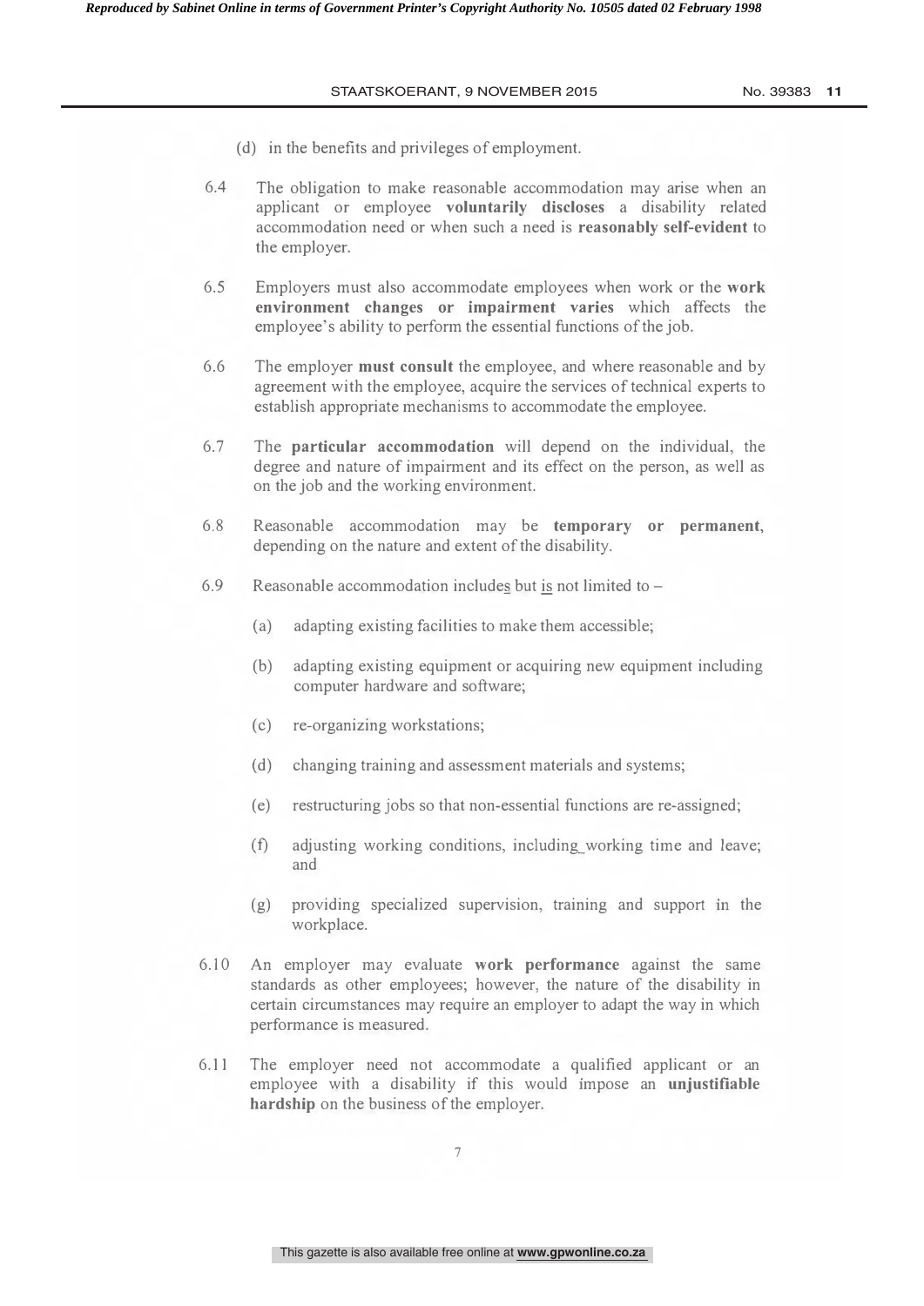(d) in the benefits and privileges of employment.

6.4 The obligation to make reasonable accommodation may arise when an applicant or employee **voluntarily discloses** a disability related accommodation need or when such a need is **reasonably self-evident** to the employer.

6.5 Employers must also accommodate employees when work or the **work environment changes or impairment varies** which affects the employee's ability to perform the essential functions of the job.

6.6 The employer **must consult** the employee, and where reasonable and by agreement with the employee, acquire the services of technical experts to establish appropriate mechanisms to accommodate the employee.

6.7 The **particular accommodation** will depend on the individual, the degree and nature of impairment and its effect on the person, as well as on the job and the working environment.

6.8 Reasonable accommodation may be **temporary or permanent**, depending on the nature and extent of the disability.

6.9 Reasonable accommodation includes but is not limited to –

(a) adapting existing facilities to make them accessible;

(b) adapting existing equipment or acquiring new equipment including computer hardware and software;

(c) re-organizing workstations;

(d) changing training and assessment materials and systems;

(e) restructuring jobs so that non-essential functions are re-assigned;

(f) adjusting working conditions, including working time and leave; and

(g) providing specialized supervision, training and support in the workplace.

6.10 An employer may evaluate **work performance** against the same standards as other employees; however, the nature of the disability in certain circumstances may require an employer to adapt the way in which performance is measured.

6.11 The employer need not accommodate a qualified applicant or an employee with a disability if this would impose an **unjustifiable hardship** on the business of the employer.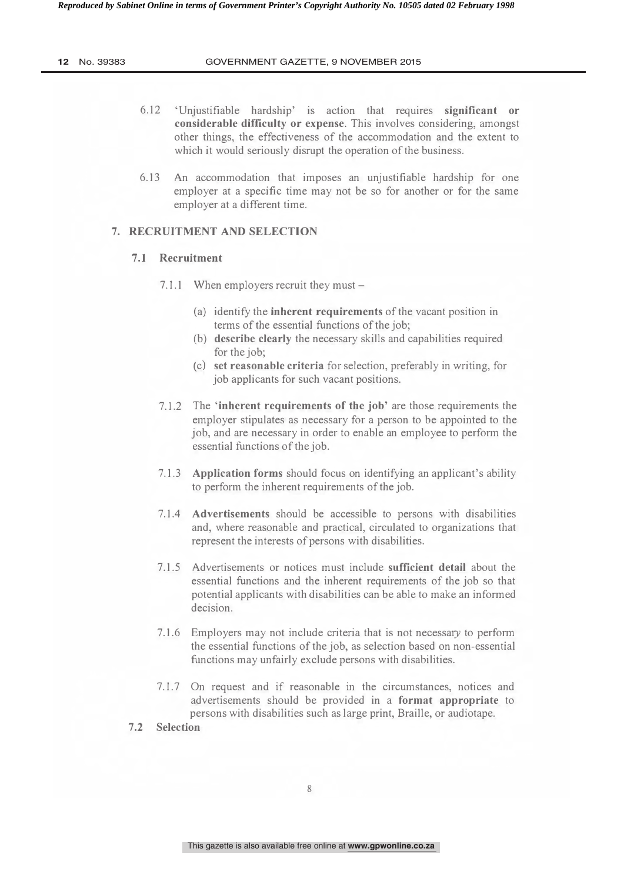6.12 'Unjustifiable hardship' is action that requires **significant or considerable difficulty or expense**. This involves considering, amongst other things, the effectiveness of the accommodation and the extent to which it would seriously disrupt the operation of the business.

6.13 An accommodation that imposes an unjustifiable hardship for one employer at a specific time may not be so for another or for the same employer at a different time.

## 7. RECRUITMENT AND SELECTION

### 7.1 Recruitment

7.1.1 When employers recruit they must –

(a) identify the **inherent requirements** of the vacant position in terms of the essential functions of the job;
(b) **describe clearly** the necessary skills and capabilities required for the job;
(c) **set reasonable criteria** for selection, preferably in writing, for job applicants for such vacant positions.

7.1.2 The **'inherent requirements of the job'** are those requirements the employer stipulates as necessary for a person to be appointed to the job, and are necessary in order to enable an employee to perform the essential functions of the job.

7.1.3 **Application forms** should focus on identifying an applicant's ability to perform the inherent requirements of the job.

7.1.4 **Advertisements** should be accessible to persons with disabilities and, where reasonable and practical, circulated to organizations that represent the interests of persons with disabilities.

7.1.5 Advertisements or notices must include **sufficient detail** about the essential functions and the inherent requirements of the job so that potential applicants with disabilities can be able to make an informed decision.

7.1.6 Employers may not include criteria that is not necessary to perform the essential functions of the job, as selection based on non-essential functions may unfairly exclude persons with disabilities.

7.1.7 On request and if reasonable in the circumstances, notices and advertisements should be provided in a **format appropriate** to persons with disabilities such as large print, Braille, or audiotape.

### 7.2 Selection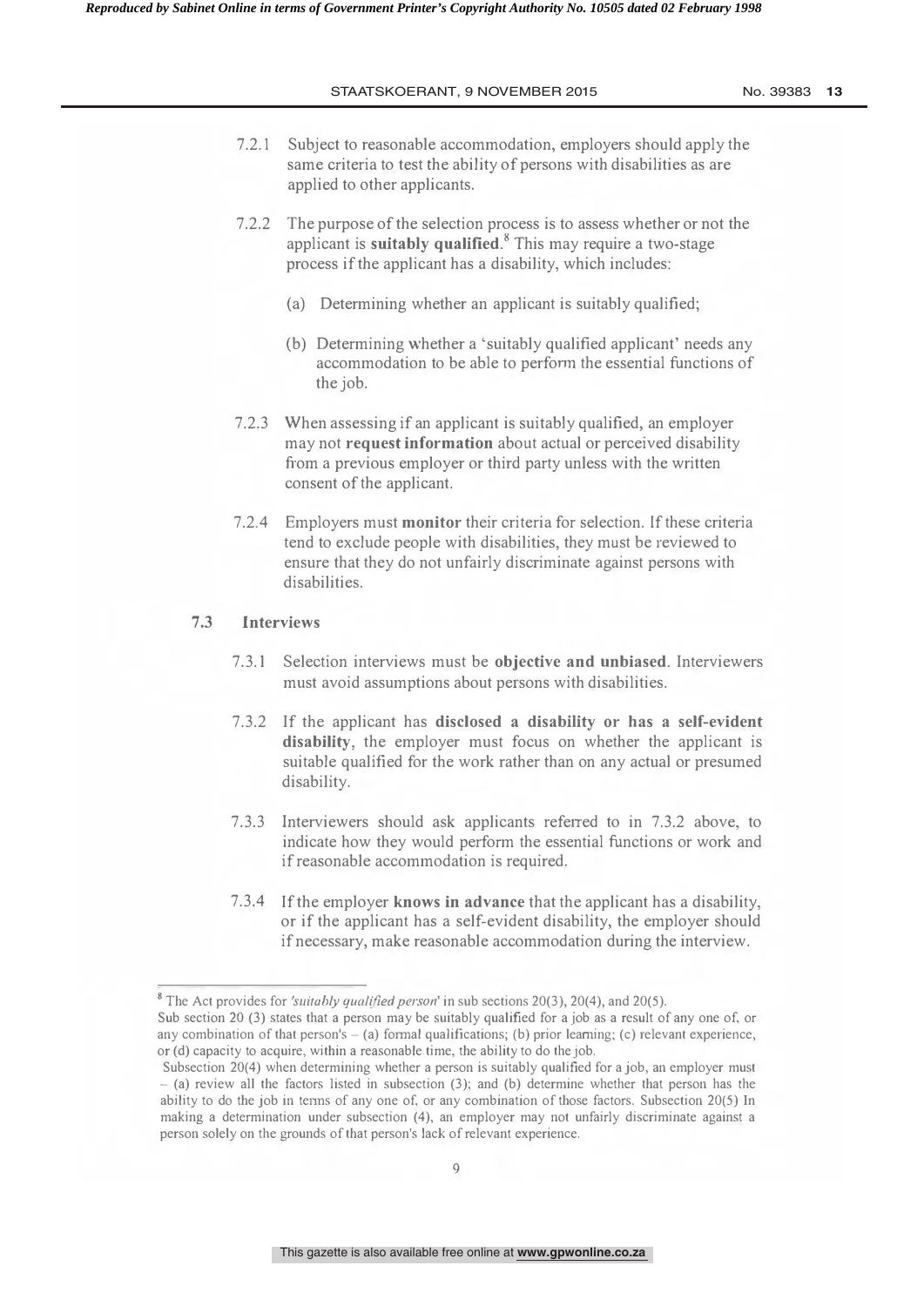7.2.1 Subject to reasonable accommodation, employers should apply the same criteria to test the ability of persons with disabilities as are applied to other applicants.

7.2.2 The purpose of the selection process is to assess whether or not the applicant is **suitably qualified**.[8] This may require a two-stage process if the applicant has a disability, which includes:

(a) Determining whether an applicant is suitably qualified;

(b) Determining whether a 'suitably qualified applicant' needs any accommodation to be able to perform the essential functions of the job.

7.2.3 When assessing if an applicant is suitably qualified, an employer may not **request information** about actual or perceived disability from a previous employer or third party unless with the written consent of the applicant.

7.2.4 Employers must **monitor** their criteria for selection. If these criteria tend to exclude people with disabilities, they must be reviewed to ensure that they do not unfairly discriminate against persons with disabilities.

### 7.3 Interviews

7.3.1 Selection interviews must be **objective and unbiased**. Interviewers must avoid assumptions about persons with disabilities.

7.3.2 If the applicant has **disclosed a disability or has a self-evident disability**, the employer must focus on whether the applicant is suitable qualified for the work rather than on any actual or presumed disability.

7.3.3 Interviewers should ask applicants referred to in 7.3.2 above, to indicate how they would perform the essential functions or work and if reasonable accommodation is required.

7.3.4 If the employer **knows in advance** that the applicant has a disability, or if the applicant has a self-evident disability, the employer should if necessary, make reasonable accommodation during the interview.

---

[8] The Act provides for *'suitably qualified person'* in sub sections 20(3), 20(4), and 20(5).
Sub section 20 (3) states that a person may be suitably qualified for a job as a result of any one of, or any combination of that person's – (a) formal qualifications; (b) prior learning; (c) relevant experience, or (d) capacity to acquire, within a reasonable time, the ability to do the job.
Subsection 20(4) when determining whether a person is suitably qualified for a job, an employer must – (a) review all the factors listed in subsection (3); and (b) determine whether that person has the ability to do the job in terms of any one of, or any combination of those factors. Subsection 20(5) In making a determination under subsection (4), an employer may not unfairly discriminate against a person solely on the grounds of that person's lack of relevant experience.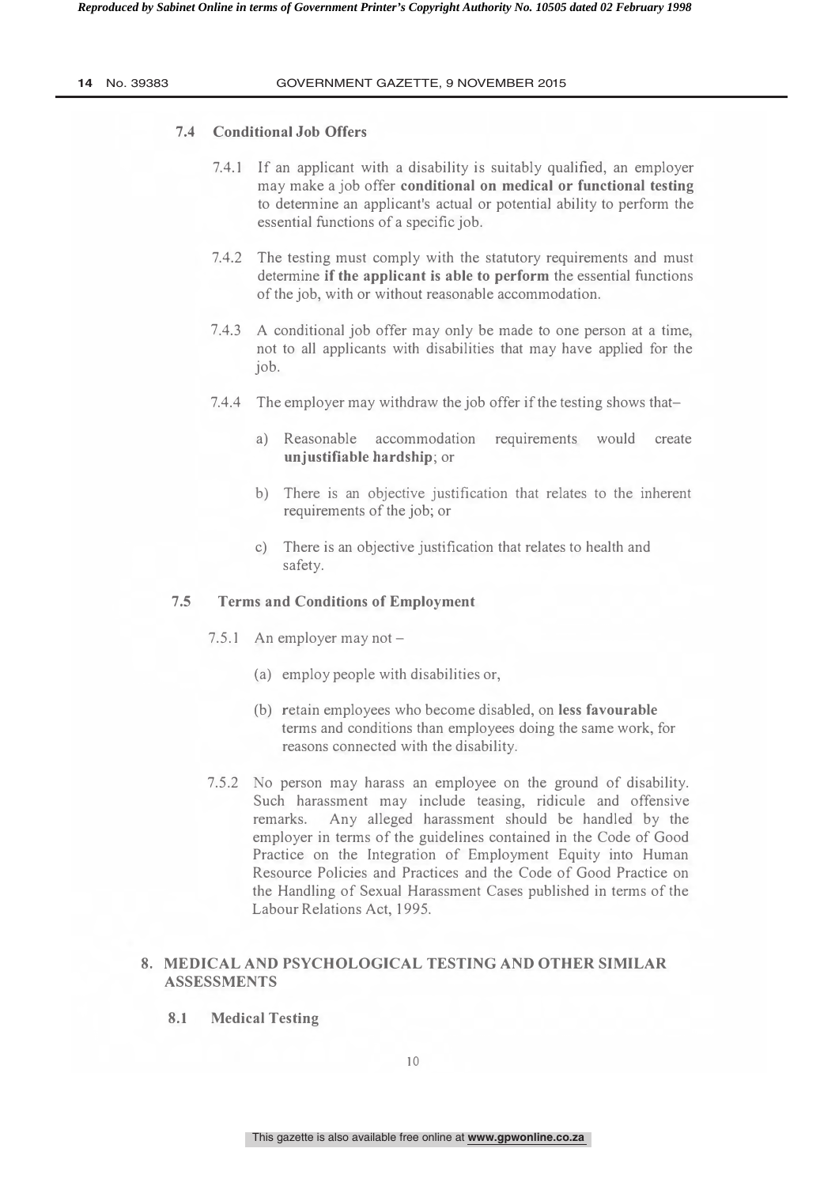### 7.4 Conditional Job Offers

7.4.1 If an applicant with a disability is suitably qualified, an employer may make a job offer **conditional on medical or functional testing** to determine an applicant's actual or potential ability to perform the essential functions of a specific job.

7.4.2 The testing must comply with the statutory requirements and must determine **if the applicant is able to perform** the essential functions of the job, with or without reasonable accommodation.

7.4.3 A conditional job offer may only be made to one person at a time, not to all applicants with disabilities that may have applied for the job.

7.4.4 The employer may withdraw the job offer if the testing shows that–

a) Reasonable accommodation requirements would create **unjustifiable hardship**; or

b) There is an objective justification that relates to the inherent requirements of the job; or

c) There is an objective justification that relates to health and safety.

### 7.5 Terms and Conditions of Employment

7.5.1 An employer may not –

(a) employ people with disabilities or,

(b) **r**etain employees who become disabled, on **less favourable** terms and conditions than employees doing the same work, for reasons connected with the disability.

7.5.2 No person may harass an employee on the ground of disability. Such harassment may include teasing, ridicule and offensive remarks. Any alleged harassment should be handled by the employer in terms of the guidelines contained in the Code of Good Practice on the Integration of Employment Equity into Human Resource Policies and Practices and the Code of Good Practice on the Handling of Sexual Harassment Cases published in terms of the Labour Relations Act, 1995.

## 8. MEDICAL AND PSYCHOLOGICAL TESTING AND OTHER SIMILAR ASSESSMENTS

### 8.1 Medical Testing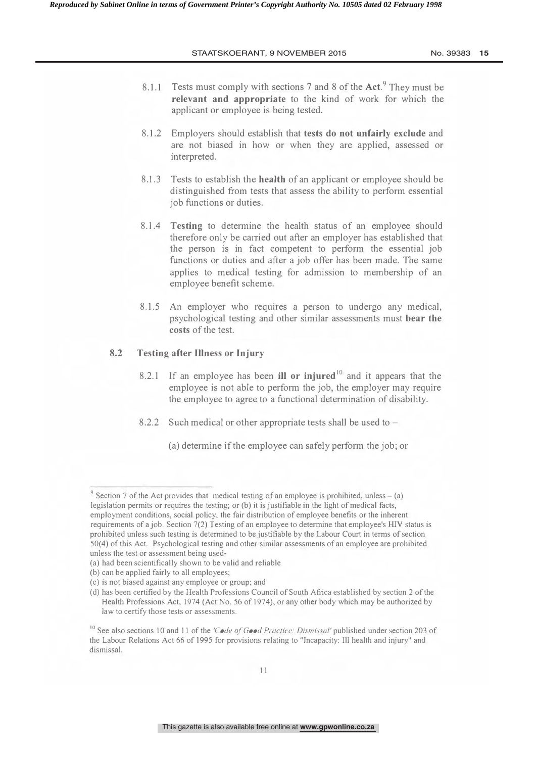8.1.1 Tests must comply with sections 7 and 8 of the **Act**.[9] They must be **relevant and appropriate** to the kind of work for which the applicant or employee is being tested.

8.1.2 Employers should establish that **tests do not unfairly exclude** and are not biased in how or when they are applied, assessed or interpreted.

8.1.3 Tests to establish the **health** of an applicant or employee should be distinguished from tests that assess the ability to perform essential job functions or duties.

8.1.4 **Testing** to determine the health status of an employee should therefore only be carried out after an employer has established that the person is in fact competent to perform the essential job functions or duties and after a job offer has been made. The same applies to medical testing for admission to membership of an employee benefit scheme.

8.1.5 An employer who requires a person to undergo any medical, psychological testing and other similar assessments must **bear the costs** of the test.

### 8.2 Testing after Illness or Injury

8.2.1 If an employee has been **ill or injured**[10] and it appears that the employee is not able to perform the job, the employer may require the employee to agree to a functional determination of disability.

8.2.2 Such medical or other appropriate tests shall be used to –

(a) determine if the employee can safely perform the job; or

---

[9] Section 7 of the Act provides that medical testing of an employee is prohibited, unless – (a) legislation permits or requires the testing; or (b) it is justifiable in the light of medical facts, employment conditions, social policy, the fair distribution of employee benefits or the inherent requirements of a job. Section 7(2) Testing of an employee to determine that employee's HIV status is prohibited unless such testing is determined to be justifiable by the Labour Court in terms of section 50(4) of this Act. Psychological testing and other similar assessments of an employee are prohibited unless the test or assessment being used-
(a) had been scientifically shown to be valid and reliable
(b) can be applied fairly to all employees;
(c) is not biased against any employee or group; and
(d) has been certified by the Health Professions Council of South Africa established by section 2 of the Health Professions Act, 1974 (Act No. 56 of 1974), or any other body which may be authorized by law to certify those tests or assessments.

[10] See also sections 10 and 11 of the *'Code of Good Practice: Dismissal'* published under section 203 of the Labour Relations Act 66 of 1995 for provisions relating to "Incapacity: Ill health and injury" and dismissal.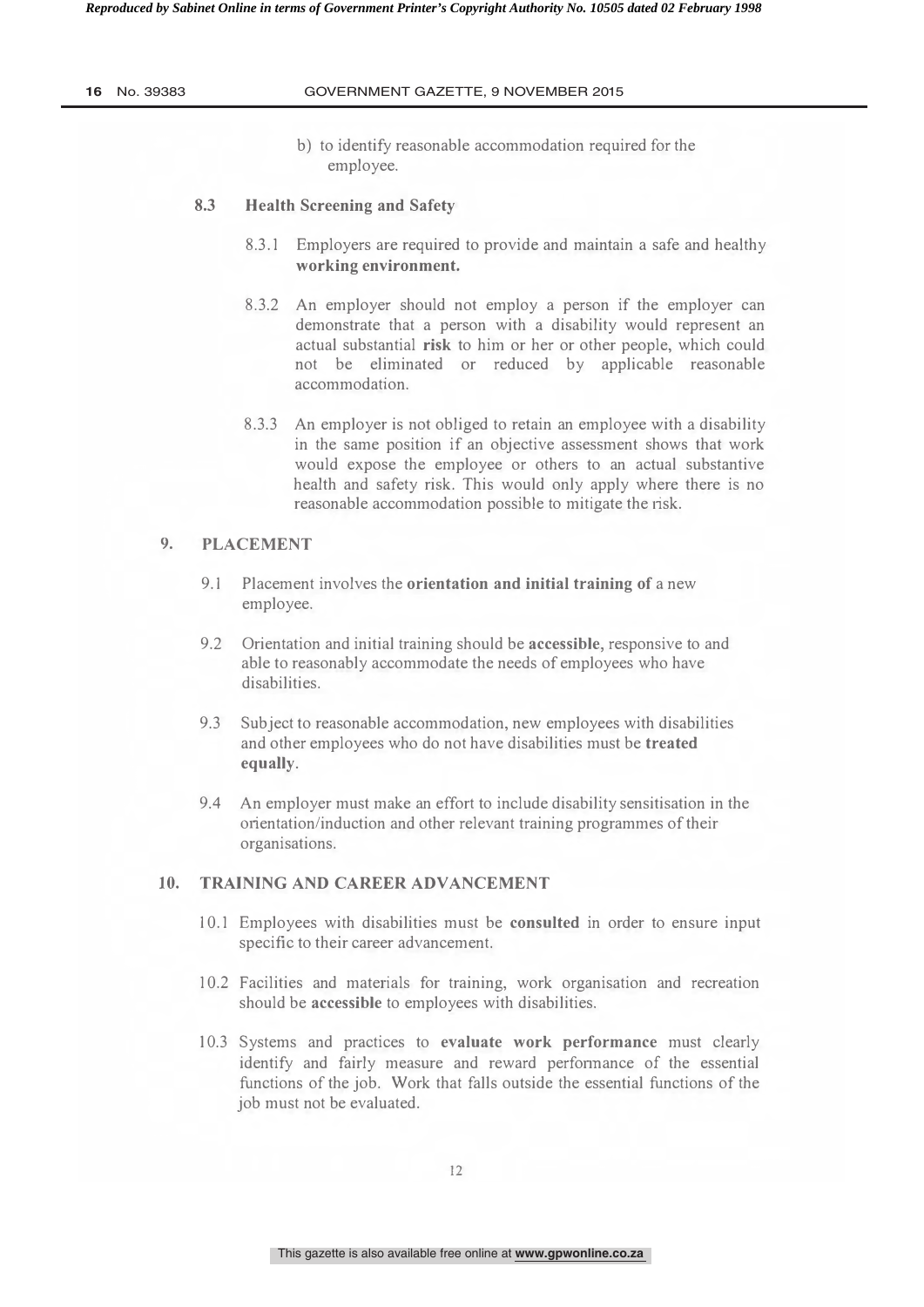b) to identify reasonable accommodation required for the employee.

### 8.3 Health Screening and Safety

8.3.1 Employers are required to provide and maintain a safe and healthy **working environment.**

8.3.2 An employer should not employ a person if the employer can demonstrate that a person with a disability would represent an actual substantial **risk** to him or her or other people, which could not be eliminated or reduced by applicable reasonable accommodation.

8.3.3 An employer is not obliged to retain an employee with a disability in the same position if an objective assessment shows that work would expose the employee or others to an actual substantive health and safety risk. This would only apply where there is no reasonable accommodation possible to mitigate the risk.

## 9. PLACEMENT

9.1 Placement involves the **orientation and initial training of** a new employee.

9.2 Orientation and initial training should be **accessible**, responsive to and able to reasonably accommodate the needs of employees who have disabilities.

9.3 Subject to reasonable accommodation, new employees with disabilities and other employees who do not have disabilities must be **treated equally**.

9.4 An employer must make an effort to include disability sensitisation in the orientation/induction and other relevant training programmes of their organisations.

## 10. TRAINING AND CAREER ADVANCEMENT

10.1 Employees with disabilities must be **consulted** in order to ensure input specific to their career advancement.

10.2 Facilities and materials for training, work organisation and recreation should be **accessible** to employees with disabilities.

10.3 Systems and practices to **evaluate work performance** must clearly identify and fairly measure and reward performance of the essential functions of the job. Work that falls outside the essential functions of the job must not be evaluated.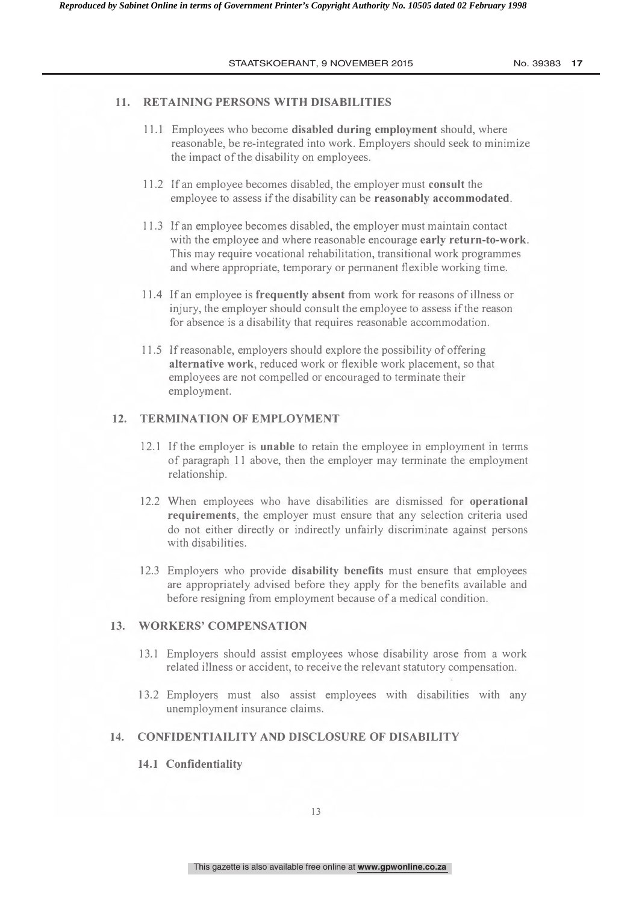## 11. RETAINING PERSONS WITH DISABILITIES

11.1 Employees who become **disabled during employment** should, where reasonable, be re-integrated into work. Employers should seek to minimize the impact of the disability on employees.

11.2 If an employee becomes disabled, the employer must **consult** the employee to assess if the disability can be **reasonably accommodated**.

11.3 If an employee becomes disabled, the employer must maintain contact with the employee and where reasonable encourage **early return-to-work**. This may require vocational rehabilitation, transitional work programmes and where appropriate, temporary or permanent flexible working time.

11.4 If an employee is **frequently absent** from work for reasons of illness or injury, the employer should consult the employee to assess if the reason for absence is a disability that requires reasonable accommodation.

11.5 If reasonable, employers should explore the possibility of offering **alternative work**, reduced work or flexible work placement, so that employees are not compelled or encouraged to terminate their employment.

## 12. TERMINATION OF EMPLOYMENT

12.1 If the employer is **unable** to retain the employee in employment in terms of paragraph 11 above, then the employer may terminate the employment relationship.

12.2 When employees who have disabilities are dismissed for **operational requirements**, the employer must ensure that any selection criteria used do not either directly or indirectly unfairly discriminate against persons with disabilities.

12.3 Employers who provide **disability benefits** must ensure that employees are appropriately advised before they apply for the benefits available and before resigning from employment because of a medical condition.

## 13. WORKERS' COMPENSATION

13.1 Employers should assist employees whose disability arose from a work related illness or accident, to receive the relevant statutory compensation.

13.2 Employers must also assist employees with disabilities with any unemployment insurance claims.

## 14. CONFIDENTIAILITY AND DISCLOSURE OF DISABILITY

### 14.1 Confidentiality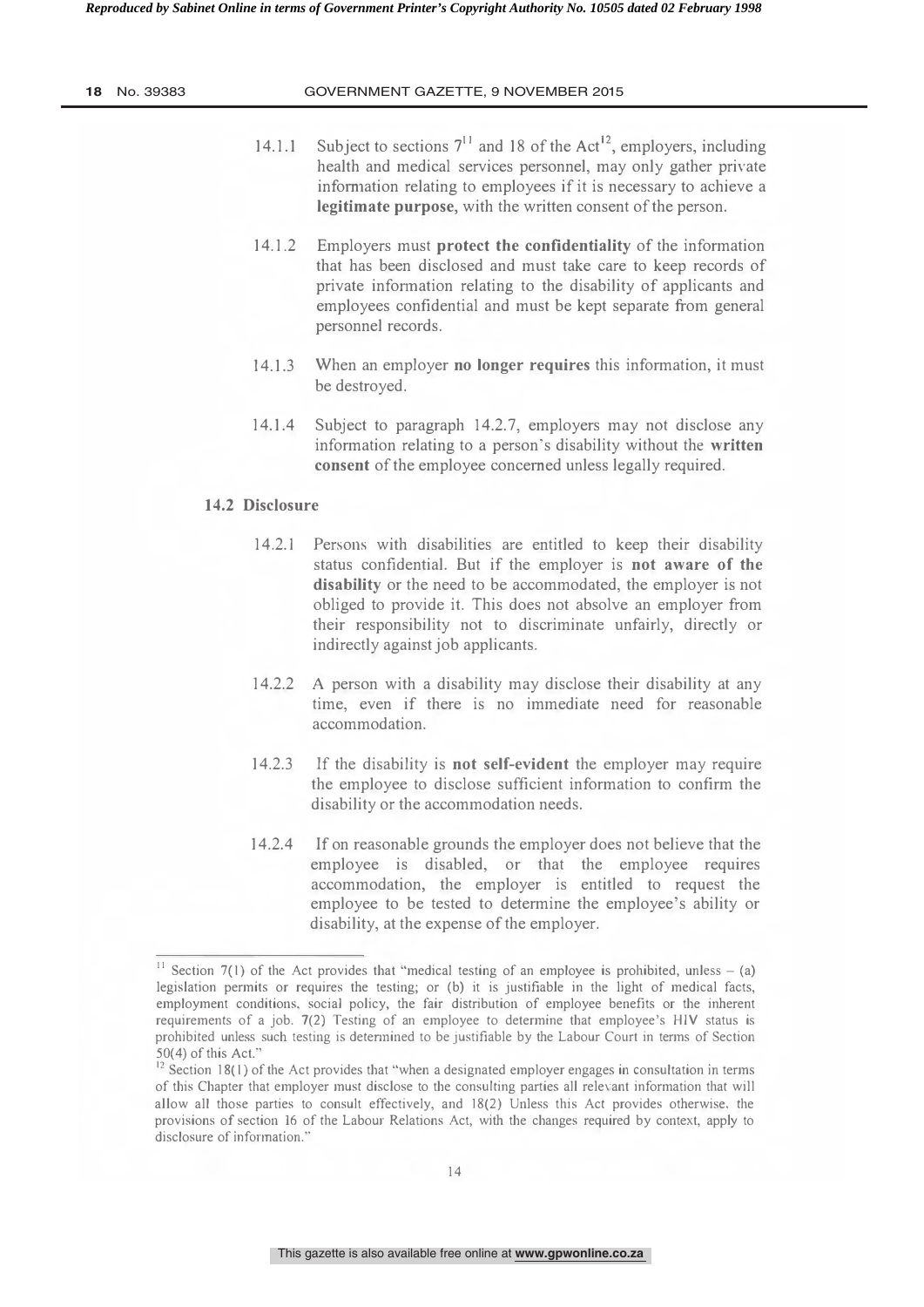14.1.1 Subject to sections 7[11] and 18 of the Act[12], employers, including health and medical services personnel, may only gather private information relating to employees if it is necessary to achieve a **legitimate purpose**, with the written consent of the person.

14.1.2 Employers must **protect the confidentiality** of the information that has been disclosed and must take care to keep records of private information relating to the disability of applicants and employees confidential and must be kept separate from general personnel records.

14.1.3 When an employer **no longer requires** this information, it must be destroyed.

14.1.4 Subject to paragraph 14.2.7, employers may not disclose any information relating to a person's disability without the **written consent** of the employee concerned unless legally required.

### 14.2 Disclosure

14.2.1 Persons with disabilities are entitled to keep their disability status confidential. But if the employer is **not aware of the disability** or the need to be accommodated, the employer is not obliged to provide it. This does not absolve an employer from their responsibility not to discriminate unfairly, directly or indirectly against job applicants.

14.2.2 A person with a disability may disclose their disability at any time, even if there is no immediate need for reasonable accommodation.

14.2.3 If the disability is **not self-evident** the employer may require the employee to disclose sufficient information to confirm the disability or the accommodation needs.

14.2.4 If on reasonable grounds the employer does not believe that the employee is disabled, or that the employee requires accommodation, the employer is entitled to request the employee to be tested to determine the employee's ability or disability, at the expense of the employer.

---

[11] Section 7(1) of the Act provides that "medical testing of an employee is prohibited, unless – (a) legislation permits or requires the testing; or (b) it is justifiable in the light of medical facts, employment conditions, social policy, the fair distribution of employee benefits or the inherent requirements of a job. 7(2) Testing of an employee to determine that employee's HIV status is prohibited unless such testing is determined to be justifiable by the Labour Court in terms of Section 50(4) of this Act."

[12] Section 18(1) of the Act provides that "when a designated employer engages in consultation in terms of this Chapter that employer must disclose to the consulting parties all relevant information that will allow all those parties to consult effectively, and 18(2) Unless this Act provides otherwise, the provisions of section 16 of the Labour Relations Act, with the changes required by context, apply to disclosure of information."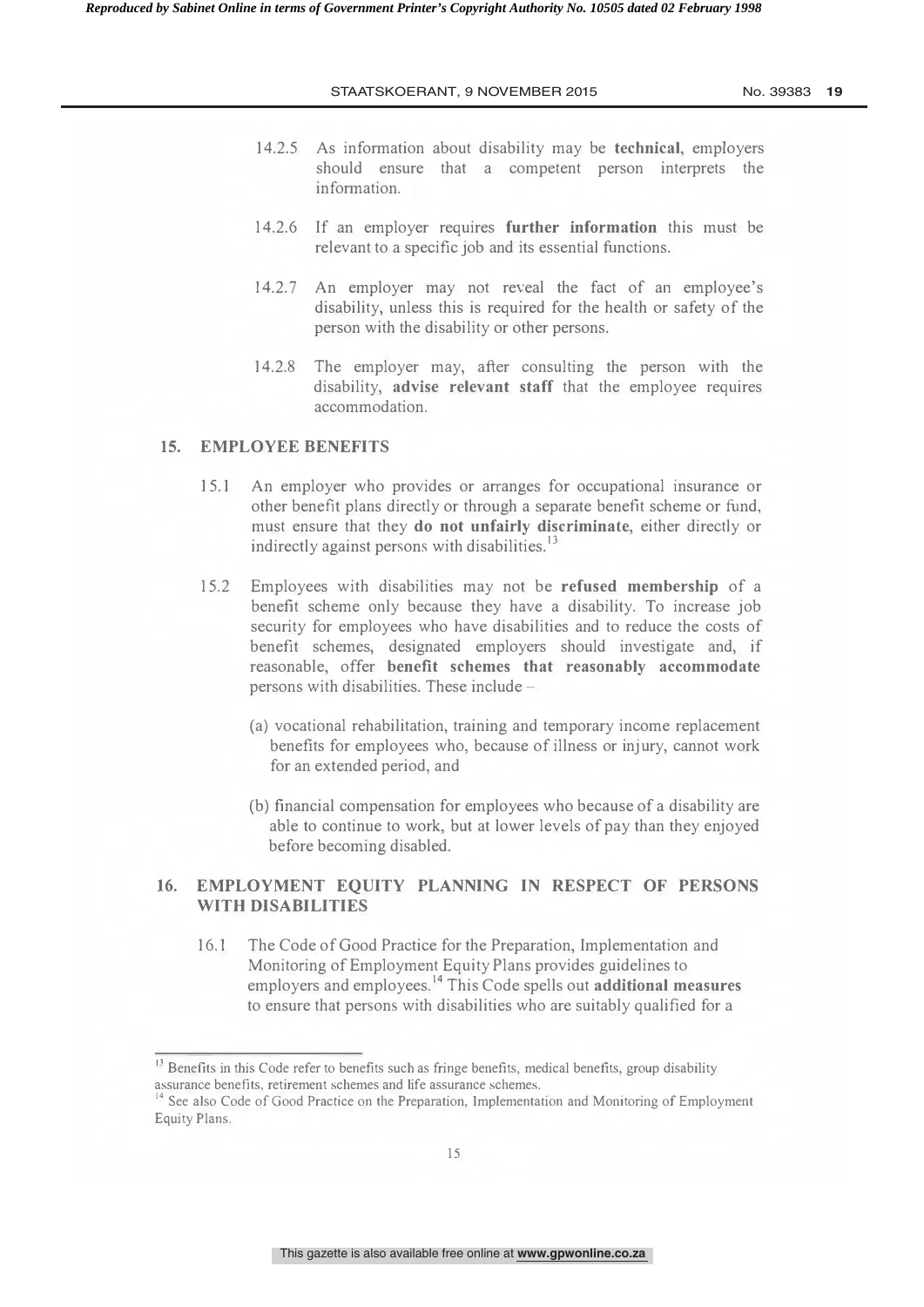14.2.5 As information about disability may be **technical**, employers should ensure that a competent person interprets the information.

14.2.6 If an employer requires **further information** this must be relevant to a specific job and its essential functions.

14.2.7 An employer may not reveal the fact of an employee's disability, unless this is required for the health or safety of the person with the disability or other persons.

14.2.8 The employer may, after consulting the person with the disability, **advise relevant staff** that the employee requires accommodation.

## 15. EMPLOYEE BENEFITS

15.1 An employer who provides or arranges for occupational insurance or other benefit plans directly or through a separate benefit scheme or fund, must ensure that they **do not unfairly discriminate**, either directly or indirectly against persons with disabilities.[13]

15.2 Employees with disabilities may not be **refused membership** of a benefit scheme only because they have a disability. To increase job security for employees who have disabilities and to reduce the costs of benefit schemes, designated employers should investigate and, if reasonable, offer **benefit schemes that reasonably accommodate** persons with disabilities. These include –

(a) vocational rehabilitation, training and temporary income replacement benefits for employees who, because of illness or injury, cannot work for an extended period, and

(b) financial compensation for employees who because of a disability are able to continue to work, but at lower levels of pay than they enjoyed before becoming disabled.

## 16. EMPLOYMENT EQUITY PLANNING IN RESPECT OF PERSONS WITH DISABILITIES

16.1 The Code of Good Practice for the Preparation, Implementation and Monitoring of Employment Equity Plans provides guidelines to employers and employees.[14] This Code spells out **additional measures** to ensure that persons with disabilities who are suitably qualified for a

---

[13] Benefits in this Code refer to benefits such as fringe benefits, medical benefits, group disability assurance benefits, retirement schemes and life assurance schemes.

[14] See also Code of Good Practice on the Preparation, Implementation and Monitoring of Employment Equity Plans.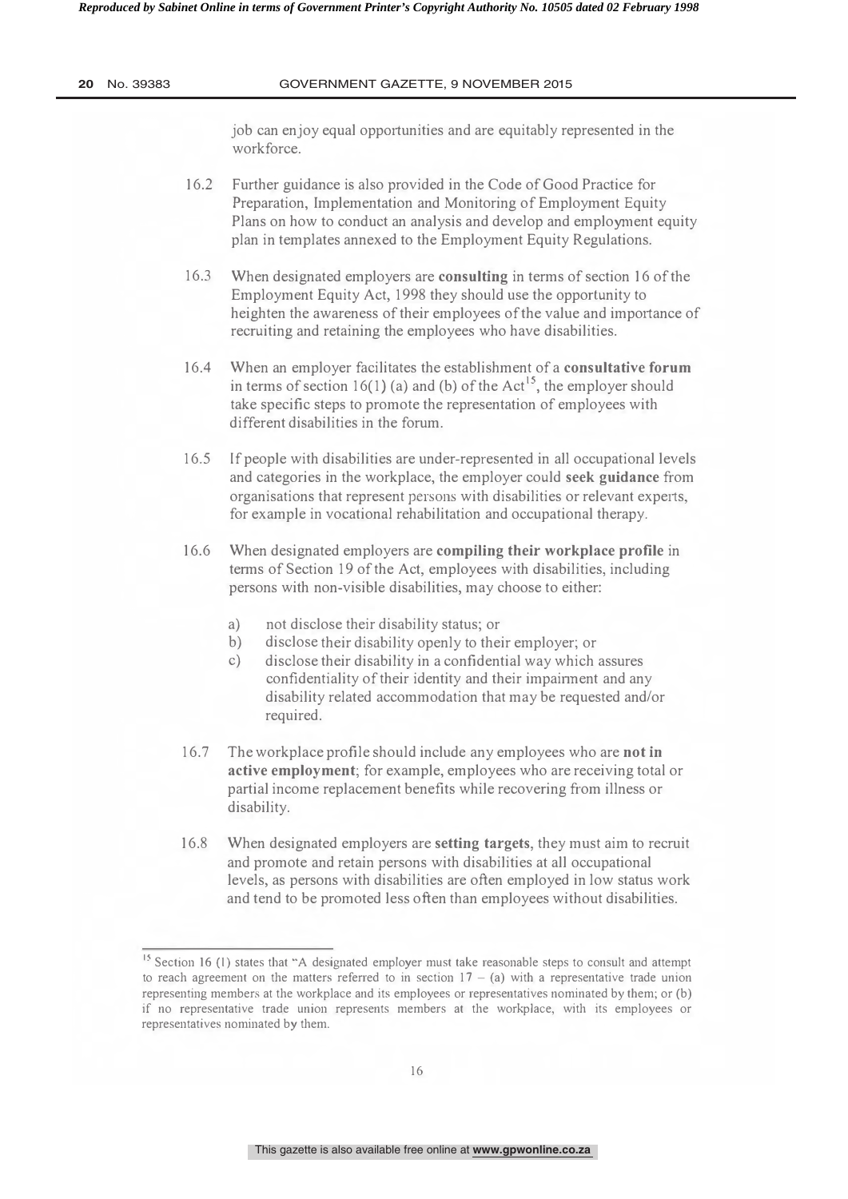job can enjoy equal opportunities and are equitably represented in the workforce.

16.2 Further guidance is also provided in the Code of Good Practice for Preparation, Implementation and Monitoring of Employment Equity Plans on how to conduct an analysis and develop and employment equity plan in templates annexed to the Employment Equity Regulations.

16.3 When designated employers are **consulting** in terms of section 16 of the Employment Equity Act, 1998 they should use the opportunity to heighten the awareness of their employees of the value and importance of recruiting and retaining the employees who have disabilities.

16.4 When an employer facilitates the establishment of a **consultative forum** in terms of section 16(1) (a) and (b) of the Act[15], the employer should take specific steps to promote the representation of employees with different disabilities in the forum.

16.5 If people with disabilities are under-represented in all occupational levels and categories in the workplace, the employer could **seek guidance** from organisations that represent persons with disabilities or relevant experts, for example in vocational rehabilitation and occupational therapy.

16.6 When designated employers are **compiling their workplace profile** in terms of Section 19 of the Act, employees with disabilities, including persons with non-visible disabilities, may choose to either:

a) not disclose their disability status; or
b) disclose their disability openly to their employer; or
c) disclose their disability in a confidential way which assures confidentiality of their identity and their impairment and any disability related accommodation that may be requested and/or required.

16.7 The workplace profile should include any employees who are **not in active employment**; for example, employees who are receiving total or partial income replacement benefits while recovering from illness or disability.

16.8 When designated employers are **setting targets**, they must aim to recruit and promote and retain persons with disabilities at all occupational levels, as persons with disabilities are often employed in low status work and tend to be promoted less often than employees without disabilities.

---

[15] Section 16 (1) states that "A designated employer must take reasonable steps to consult and attempt to reach agreement on the matters referred to in section 17 – (a) with a representative trade union representing members at the workplace and its employees or representatives nominated by them; or (b) if no representative trade union represents members at the workplace, with its employees or representatives nominated by them.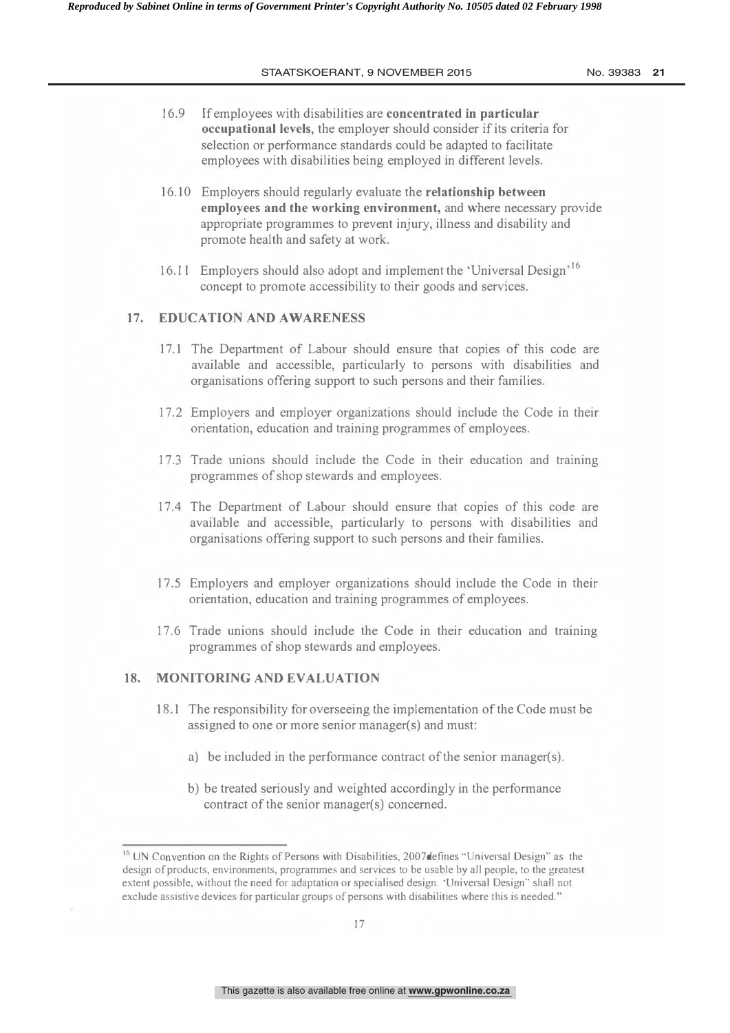16.9 If employees with disabilities are **concentrated in particular occupational levels**, the employer should consider if its criteria for selection or performance standards could be adapted to facilitate employees with disabilities being employed in different levels.

16.10 Employers should regularly evaluate the **relationship between employees and the working environment,** and where necessary provide appropriate programmes to prevent injury, illness and disability and promote health and safety at work.

16.11 Employers should also adopt and implement the 'Universal Design'[16] concept to promote accessibility to their goods and services.

## 17. EDUCATION AND AWARENESS

17.1 The Department of Labour should ensure that copies of this code are available and accessible, particularly to persons with disabilities and organisations offering support to such persons and their families.

17.2 Employers and employer organizations should include the Code in their orientation, education and training programmes of employees.

17.3 Trade unions should include the Code in their education and training programmes of shop stewards and employees.

17.4 The Department of Labour should ensure that copies of this code are available and accessible, particularly to persons with disabilities and organisations offering support to such persons and their families.

17.5 Employers and employer organizations should include the Code in their orientation, education and training programmes of employees.

17.6 Trade unions should include the Code in their education and training programmes of shop stewards and employees.

## 18. MONITORING AND EVALUATION

18.1 The responsibility for overseeing the implementation of the Code must be assigned to one or more senior manager(s) and must:

a) be included in the performance contract of the senior manager(s).

b) be treated seriously and weighted accordingly in the performance contract of the senior manager(s) concerned.

---

[16] UN Convention on the Rights of Persons with Disabilities, 2007defines "Universal Design" as the design of products, environments, programmes and services to be usable by all people, to the greatest extent possible, without the need for adaptation or specialised design. 'Universal Design" shall not exclude assistive devices for particular groups of persons with disabilities where this is needed."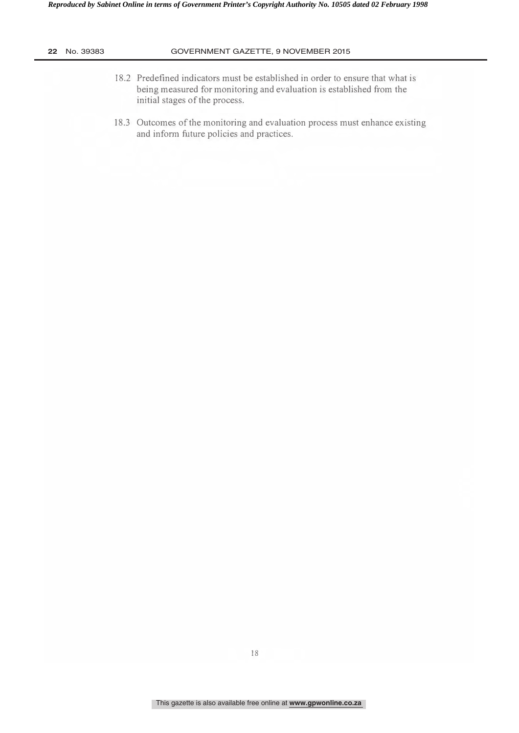18.2 Predefined indicators must be established in order to ensure that what is being measured for monitoring and evaluation is established from the initial stages of the process.

18.3 Outcomes of the monitoring and evaluation process must enhance existing and inform future policies and practices.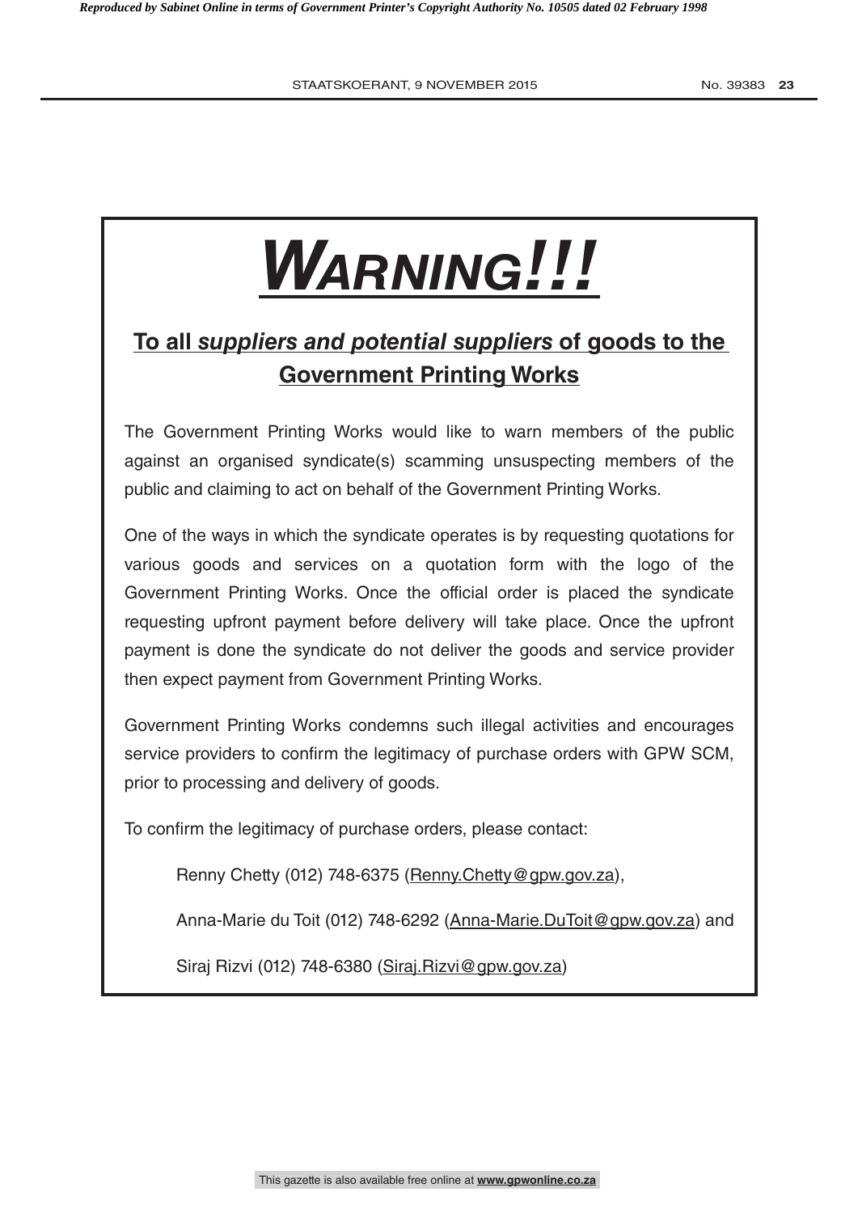# ***WARNING!!!***

## **To all *suppliers and potential suppliers* of goods to the Government Printing Works**

The Government Printing Works would like to warn members of the public against an organised syndicate(s) scamming unsuspecting members of the public and claiming to act on behalf of the Government Printing Works.

One of the ways in which the syndicate operates is by requesting quotations for various goods and services on a quotation form with the logo of the Government Printing Works. Once the official order is placed the syndicate requesting upfront payment before delivery will take place. Once the upfront payment is done the syndicate do not deliver the goods and service provider then expect payment from Government Printing Works.

Government Printing Works condemns such illegal activities and encourages service providers to confirm the legitimacy of purchase orders with GPW SCM, prior to processing and delivery of goods.

To confirm the legitimacy of purchase orders, please contact:

Renny Chetty (012) 748-6375 (Renny.Chetty@gpw.gov.za),

Anna-Marie du Toit (012) 748-6292 (Anna-Marie.DuToit@gpw.gov.za) and

Siraj Rizvi (012) 748-6380 (Siraj.Rizvi@gpw.gov.za)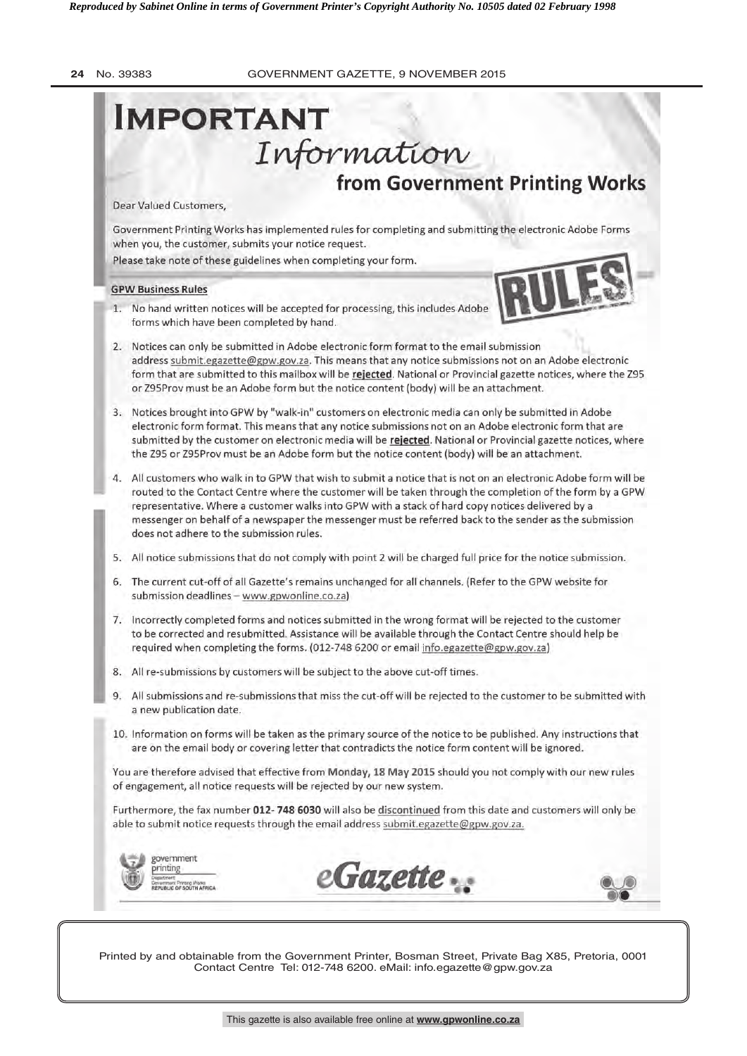# IMPORTANT
## *Information*
### from Government Printing Works

Dear Valued Customers,

Government Printing Works has implemented rules for completing and submitting the electronic Adobe Forms when you, the customer, submits your notice request.

Please take note of these guidelines when completing your form.

RULES

**GPW Business Rules**

1. No hand written notices will be accepted for processing, this includes Adobe forms which have been completed by hand.
2. Notices can only be submitted in Adobe electronic form format to the email submission address submit.egazette@gpw.gov.za. This means that any notice submissions not on an Adobe electronic form that are submitted to this mailbox will be **rejected**. National or Provincial gazette notices, where the Z95 or Z95Prov must be an Adobe form but the notice content (body) will be an attachment.
3. Notices brought into GPW by "walk-in" customers on electronic media can only be submitted in Adobe electronic form format. This means that any notice submissions not on an Adobe electronic form that are submitted by the customer on electronic media will be **rejected**. National or Provincial gazette notices, where the Z95 or Z95Prov must be an Adobe form but the notice content (body) will be an attachment.
4. All customers who walk in to GPW that wish to submit a notice that is not on an electronic Adobe form will be routed to the Contact Centre where the customer will be taken through the completion of the form by a GPW representative. Where a customer walks into GPW with a stack of hard copy notices delivered by a messenger on behalf of a newspaper the messenger must be referred back to the sender as the submission does not adhere to the submission rules.
5. All notice submissions that do not comply with point 2 will be charged full price for the notice submission.
6. The current cut-off of all Gazette's remains unchanged for all channels. (Refer to the GPW website for submission deadlines – www.gpwonline.co.za)
7. Incorrectly completed forms and notices submitted in the wrong format will be rejected to the customer to be corrected and resubmitted. Assistance will be available through the Contact Centre should help be required when completing the forms. (012-748 6200 or email info.egazette@gpw.gov.za)
8. All re-submissions by customers will be subject to the above cut-off times.
9. All submissions and re-submissions that miss the cut-off will be rejected to the customer to be submitted with a new publication date.
10. Information on forms will be taken as the primary source of the notice to be published. Any instructions that are on the email body or covering letter that contradicts the notice form content will be ignored.

You are therefore advised that effective from **Monday, 18 May 2015** should you not comply with our new rules of engagement, all notice requests will be rejected by our new system.

Furthermore, the fax number **012- 748 6030** will also be discontinued from this date and customers will only be able to submit notice requests through the email address submit.egazette@gpw.gov.za.

government printing
Department: Government Printing Works
REPUBLIC OF SOUTH AFRICA

*eGazette*

Printed by and obtainable from the Government Printer, Bosman Street, Private Bag X85, Pretoria, 0001
Contact Centre Tel: 012-748 6200. eMail: info.egazette@gpw.gov.za